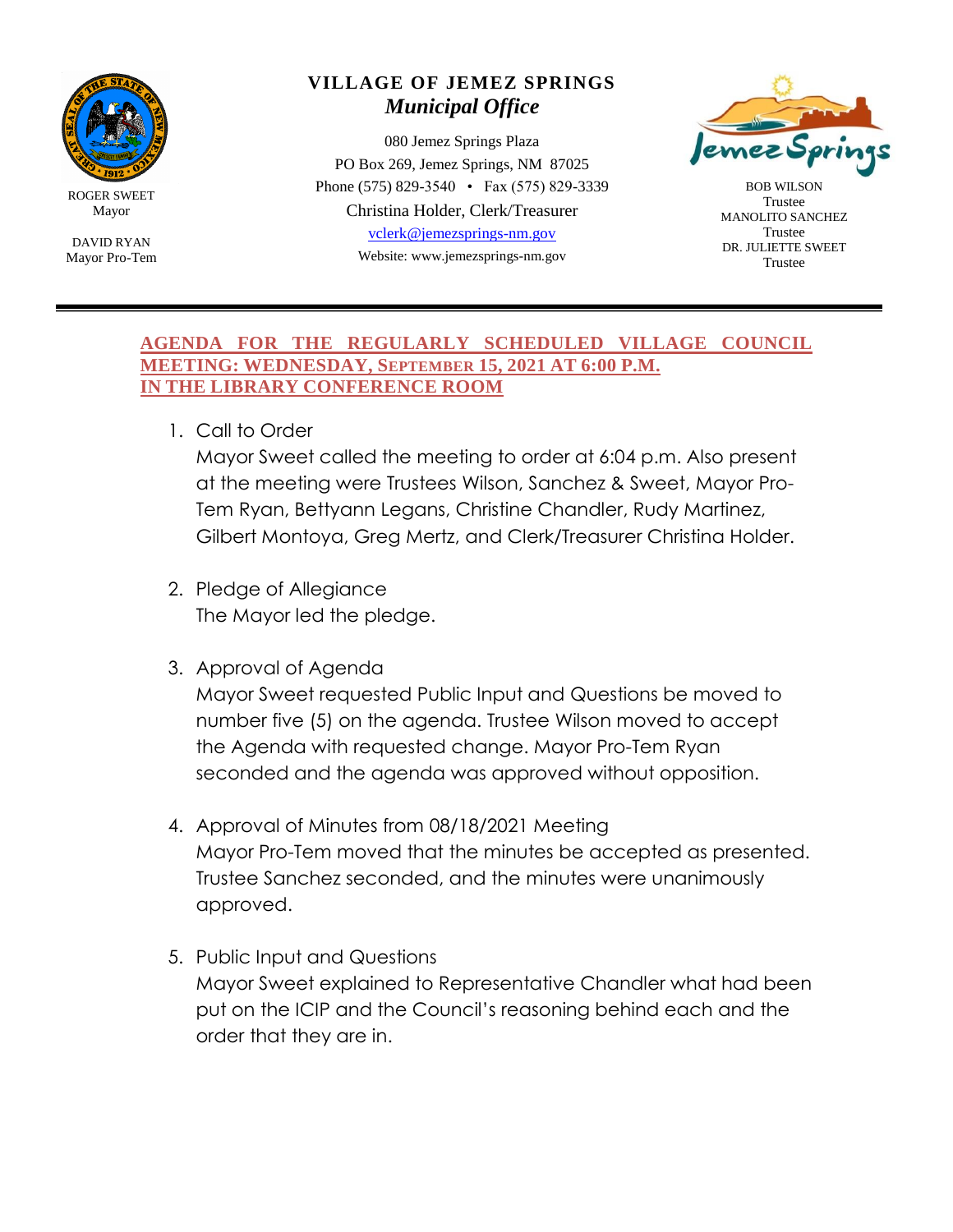ROGER SWEET
Mayor

DAVID RYAN
Mayor Pro-Tem

# VILLAGE OF JEMEZ SPRINGS

## *Municipal Office*

080 Jemez Springs Plaza
PO Box 269, Jemez Springs, NM 87025
Phone (575) 829-3540 • Fax (575) 829-3339
Christina Holder, Clerk/Treasurer
vclerk@jemezsprings-nm.gov
Website: www.jemezsprings-nm.gov

BOB WILSON
Trustee
MANOLITO SANCHEZ
Trustee
DR. JULIETTE SWEET
Trustee

---

**AGENDA FOR THE REGULARLY SCHEDULED VILLAGE COUNCIL MEETING: WEDNESDAY, SEPTEMBER 15, 2021 AT 6:00 P.M. IN THE LIBRARY CONFERENCE ROOM**

1. Call to Order
   Mayor Sweet called the meeting to order at 6:04 p.m. Also present at the meeting were Trustees Wilson, Sanchez & Sweet, Mayor Pro-Tem Ryan, Bettyann Legans, Christine Chandler, Rudy Martinez, Gilbert Montoya, Greg Mertz, and Clerk/Treasurer Christina Holder.

2. Pledge of Allegiance
   The Mayor led the pledge.

3. Approval of Agenda
   Mayor Sweet requested Public Input and Questions be moved to number five (5) on the agenda. Trustee Wilson moved to accept the Agenda with requested change. Mayor Pro-Tem Ryan seconded and the agenda was approved without opposition.

4. Approval of Minutes from 08/18/2021 Meeting
   Mayor Pro-Tem moved that the minutes be accepted as presented. Trustee Sanchez seconded, and the minutes were unanimously approved.

5. Public Input and Questions
   Mayor Sweet explained to Representative Chandler what had been put on the ICIP and the Council's reasoning behind each and the order that they are in.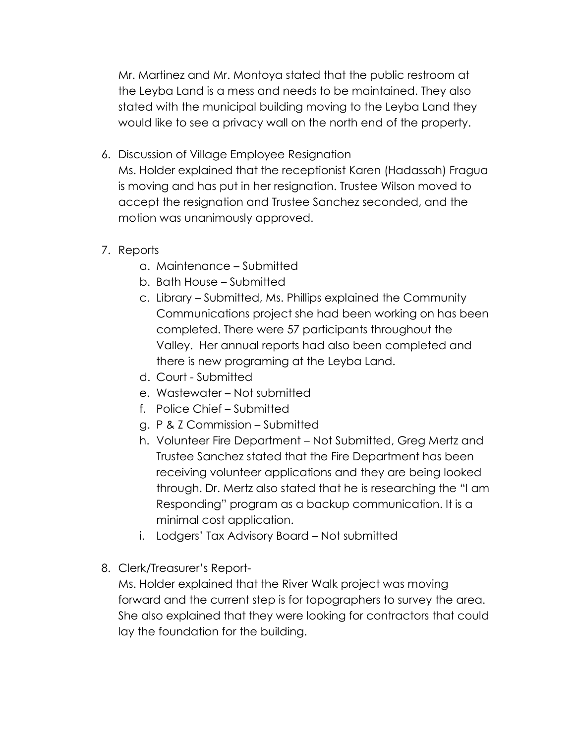Mr. Martinez and Mr. Montoya stated that the public restroom at the Leyba Land is a mess and needs to be maintained. They also stated with the municipal building moving to the Leyba Land they would like to see a privacy wall on the north end of the property.

6. Discussion of Village Employee Resignation
   Ms. Holder explained that the receptionist Karen (Hadassah) Fragua is moving and has put in her resignation. Trustee Wilson moved to accept the resignation and Trustee Sanchez seconded, and the motion was unanimously approved.

7. Reports
   a. Maintenance – Submitted
   b. Bath House – Submitted
   c. Library – Submitted, Ms. Phillips explained the Community Communications project she had been working on has been completed. There were 57 participants throughout the Valley. Her annual reports had also been completed and there is new programing at the Leyba Land.
   d. Court - Submitted
   e. Wastewater – Not submitted
   f. Police Chief – Submitted
   g. P & Z Commission – Submitted
   h. Volunteer Fire Department – Not Submitted, Greg Mertz and Trustee Sanchez stated that the Fire Department has been receiving volunteer applications and they are being looked through. Dr. Mertz also stated that he is researching the "I am Responding" program as a backup communication. It is a minimal cost application.
   i. Lodgers' Tax Advisory Board – Not submitted

8. Clerk/Treasurer's Report-
   Ms. Holder explained that the River Walk project was moving forward and the current step is for topographers to survey the area. She also explained that they were looking for contractors that could lay the foundation for the building.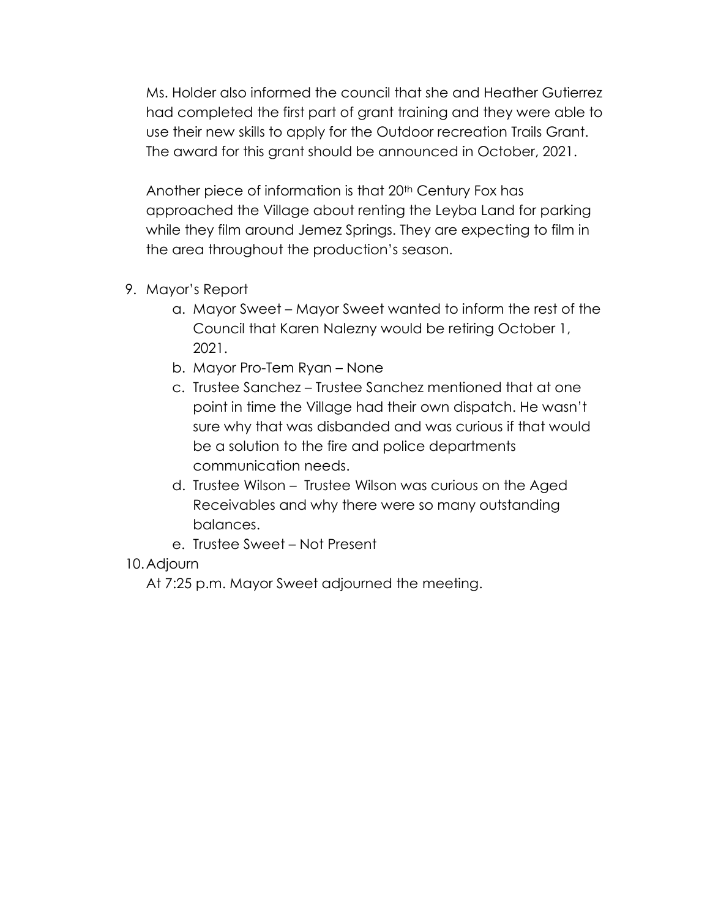Ms. Holder also informed the council that she and Heather Gutierrez had completed the first part of grant training and they were able to use their new skills to apply for the Outdoor recreation Trails Grant. The award for this grant should be announced in October, 2021.

Another piece of information is that 20th Century Fox has approached the Village about renting the Leyba Land for parking while they film around Jemez Springs. They are expecting to film in the area throughout the production's season.

9. Mayor's Report
   a. Mayor Sweet – Mayor Sweet wanted to inform the rest of the Council that Karen Nalezny would be retiring October 1, 2021.
   b. Mayor Pro-Tem Ryan – None
   c. Trustee Sanchez – Trustee Sanchez mentioned that at one point in time the Village had their own dispatch. He wasn't sure why that was disbanded and was curious if that would be a solution to the fire and police departments communication needs.
   d. Trustee Wilson – Trustee Wilson was curious on the Aged Receivables and why there were so many outstanding balances.
   e. Trustee Sweet – Not Present
10. Adjourn

    At 7:25 p.m. Mayor Sweet adjourned the meeting.